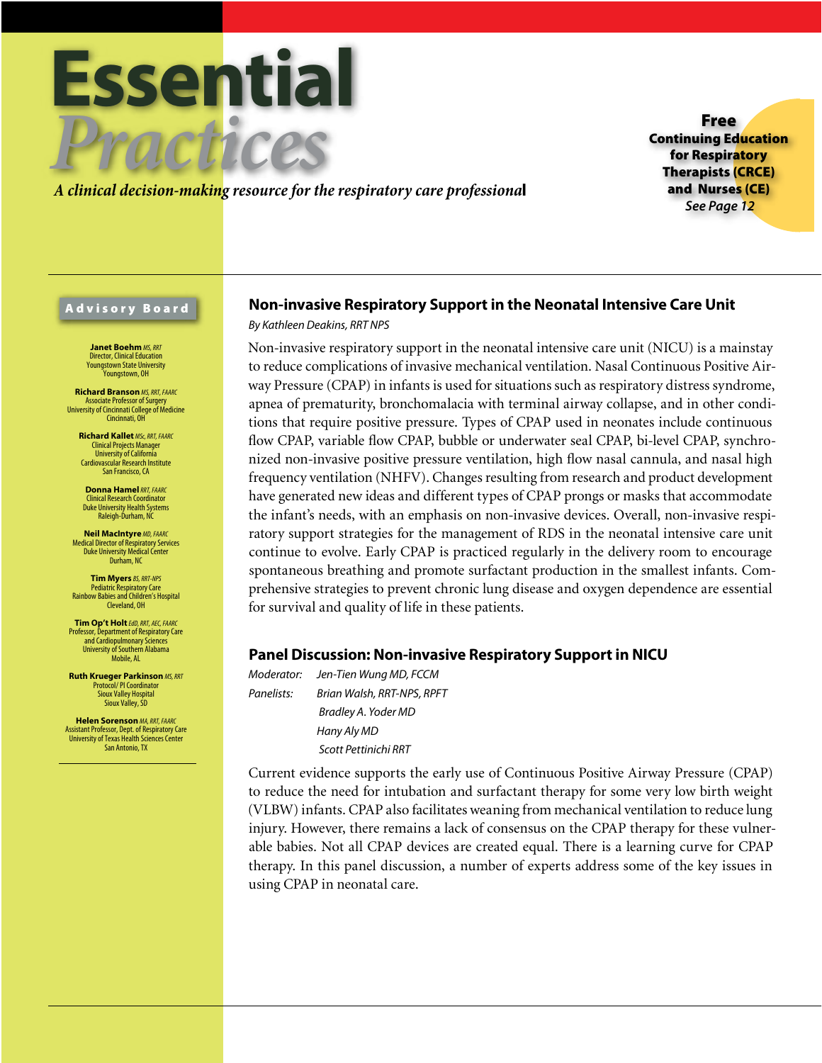# Essential *Practices*

*A clinical decision-making resource for the respiratory care professional*

**Free Continuing Education for Respiratory Therapists (CRCE) and Nurses (CE)**
*See Page 12*

## Advisory Board

**Janet Boehm** *MS, RRT*
Director, Clinical Education
Youngstown State University
Youngstown, OH

**Richard Branson** *MS, RRT, FAARC*
Associate Professor of Surgery
University of Cincinnati College of Medicine
Cincinnati, OH

**Richard Kallet** *MSc, RRT, FAARC*
Clinical Projects Manager
University of California
Cardiovascular Research Institute
San Francisco, CA

**Donna Hamel** *RRT, FAARC*
Clinical Research Coordinator
Duke University Health Systems
Raleigh-Durham, NC

**Neil MacIntyre** *MD, FAARC*
Medical Director of Respiratory Services
Duke University Medical Center
Durham, NC

**Tim Myers** *BS, RRT-NPS*
Pediatric Respiratory Care
Rainbow Babies and Children's Hospital
Cleveland, OH

**Tim Op't Holt** *EdD, RRT, AEC, FAARC*
Professor, Department of Respiratory Care and Cardiopulmonary Sciences
University of Southern Alabama
Mobile, AL

**Ruth Krueger Parkinson** *MS, RRT*
Protocol/ PI Coordinator
Sioux Valley Hospital
Sioux Valley, SD

**Helen Sorenson** *MA, RRT, FAARC*
Assistant Professor, Dept. of Respiratory Care
University of Texas Health Sciences Center
San Antonio, TX

## Non-invasive Respiratory Support in the Neonatal Intensive Care Unit

*By Kathleen Deakins, RRT NPS*

Non-invasive respiratory support in the neonatal intensive care unit (NICU) is a mainstay to reduce complications of invasive mechanical ventilation. Nasal Continuous Positive Airway Pressure (CPAP) in infants is used for situations such as respiratory distress syndrome, apnea of prematurity, bronchomalacia with terminal airway collapse, and in other conditions that require positive pressure. Types of CPAP used in neonates include continuous flow CPAP, variable flow CPAP, bubble or underwater seal CPAP, bi-level CPAP, synchronized non-invasive positive pressure ventilation, high flow nasal cannula, and nasal high frequency ventilation (NHFV). Changes resulting from research and product development have generated new ideas and different types of CPAP prongs or masks that accommodate the infant's needs, with an emphasis on non-invasive devices. Overall, non-invasive respiratory support strategies for the management of RDS in the neonatal intensive care unit continue to evolve. Early CPAP is practiced regularly in the delivery room to encourage spontaneous breathing and promote surfactant production in the smallest infants. Comprehensive strategies to prevent chronic lung disease and oxygen dependence are essential for survival and quality of life in these patients.

## Panel Discussion: Non-invasive Respiratory Support in NICU

*Moderator:* *Jen-Tien Wung MD, FCCM*

*Panelists:* *Brian Walsh, RRT-NPS, RPFT*
*Bradley A. Yoder MD*
*Hany Aly MD*
*Scott Pettinichi RRT*

Current evidence supports the early use of Continuous Positive Airway Pressure (CPAP) to reduce the need for intubation and surfactant therapy for some very low birth weight (VLBW) infants. CPAP also facilitates weaning from mechanical ventilation to reduce lung injury. However, there remains a lack of consensus on the CPAP therapy for these vulnerable babies. Not all CPAP devices are created equal. There is a learning curve for CPAP therapy. In this panel discussion, a number of experts address some of the key issues in using CPAP in neonatal care.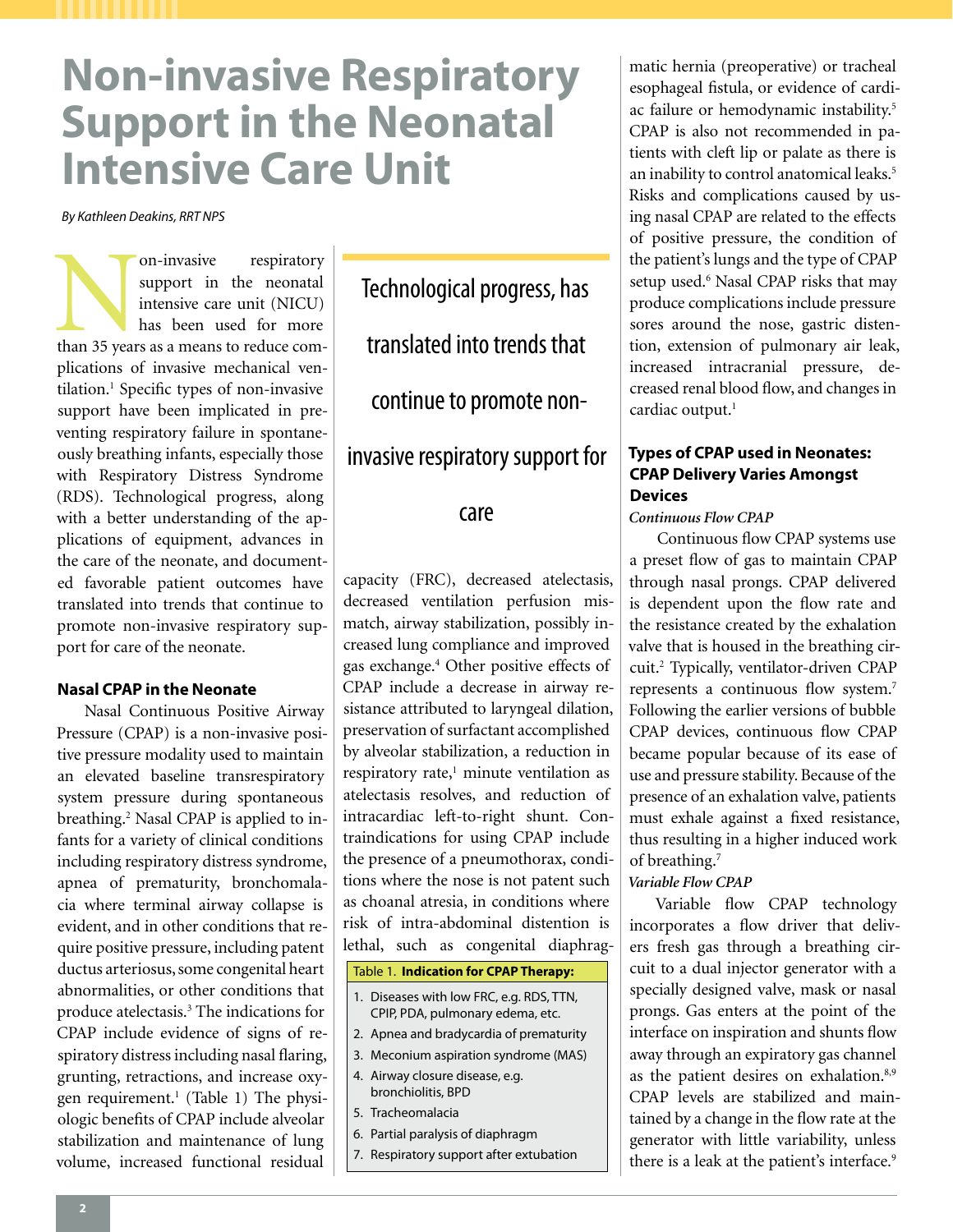# Non-invasive Respiratory Support in the Neonatal Intensive Care Unit

*By Kathleen Deakins, RRT NPS*

Non-invasive respiratory support in the neonatal intensive care unit (NICU) has been used for more than 35 years as a means to reduce complications of invasive mechanical ventilation.[1] Specific types of non-invasive support have been implicated in preventing respiratory failure in spontaneously breathing infants, especially those with Respiratory Distress Syndrome (RDS). Technological progress, along with a better understanding of the applications of equipment, advances in the care of the neonate, and documented favorable patient outcomes have translated into trends that continue to promote non-invasive respiratory support for care of the neonate.

> Technological progress, has translated into trends that continue to promote non-invasive respiratory support for care

## Nasal CPAP in the Neonate

Nasal Continuous Positive Airway Pressure (CPAP) is a non-invasive positive pressure modality used to maintain an elevated baseline transrespiratory system pressure during spontaneous breathing.[2] Nasal CPAP is applied to infants for a variety of clinical conditions including respiratory distress syndrome, apnea of prematurity, bronchomalacia where terminal airway collapse is evident, and in other conditions that require positive pressure, including patent ductus arteriosus, some congenital heart abnormalities, or other conditions that produce atelectasis.[3] The indications for CPAP include evidence of signs of respiratory distress including nasal flaring, grunting, retractions, and increase oxygen requirement.[1] (Table 1) The physiologic benefits of CPAP include alveolar stabilization and maintenance of lung volume, increased functional residual capacity (FRC), decreased atelectasis, decreased ventilation perfusion mismatch, airway stabilization, possibly increased lung compliance and improved gas exchange.[4] Other positive effects of CPAP include a decrease in airway resistance attributed to laryngeal dilation, preservation of surfactant accomplished by alveolar stabilization, a reduction in respiratory rate,[1] minute ventilation as atelectasis resolves, and reduction of intracardiac left-to-right shunt. Contraindications for using CPAP include the presence of a pneumothorax, conditions where the nose is not patent such as choanal atresia, in conditions where risk of intra-abdominal distention is lethal, such as congenital diaphragmatic hernia (preoperative) or tracheal esophageal fistula, or evidence of cardiac failure or hemodynamic instability.[5] CPAP is also not recommended in patients with cleft lip or palate as there is an inability to control anatomical leaks.[5] Risks and complications caused by using nasal CPAP are related to the effects of positive pressure, the condition of the patient's lungs and the type of CPAP setup used.[6] Nasal CPAP risks that may produce complications include pressure sores around the nose, gastric distention, extension of pulmonary air leak, increased intracranial pressure, decreased renal blood flow, and changes in cardiac output.[1]

| Table 1. **Indication for CPAP Therapy:** |
|---|
| 1. Diseases with low FRC, e.g. RDS, TTN, CPIP, PDA, pulmonary edema, etc. |
| 2. Apnea and bradycardia of prematurity |
| 3. Meconium aspiration syndrome (MAS) |
| 4. Airway closure disease, e.g. bronchiolitis, BPD |
| 5. Tracheomalacia |
| 6. Partial paralysis of diaphragm |
| 7. Respiratory support after extubation |

## Types of CPAP used in Neonates: CPAP Delivery Varies Amongst Devices

***Continuous Flow CPAP***

Continuous flow CPAP systems use a preset flow of gas to maintain CPAP through nasal prongs. CPAP delivered is dependent upon the flow rate and the resistance created by the exhalation valve that is housed in the breathing circuit.[2] Typically, ventilator-driven CPAP represents a continuous flow system.[7] Following the earlier versions of bubble CPAP devices, continuous flow CPAP became popular because of its ease of use and pressure stability. Because of the presence of an exhalation valve, patients must exhale against a fixed resistance, thus resulting in a higher induced work of breathing.[7]

***Variable Flow CPAP***

Variable flow CPAP technology incorporates a flow driver that delivers fresh gas through a breathing circuit to a dual injector generator with a specially designed valve, mask or nasal prongs. Gas enters at the point of the interface on inspiration and shunts flow away through an expiratory gas channel as the patient desires on exhalation.[8,9] CPAP levels are stabilized and maintained by a change in the flow rate at the generator with little variability, unless there is a leak at the patient's interface.[9]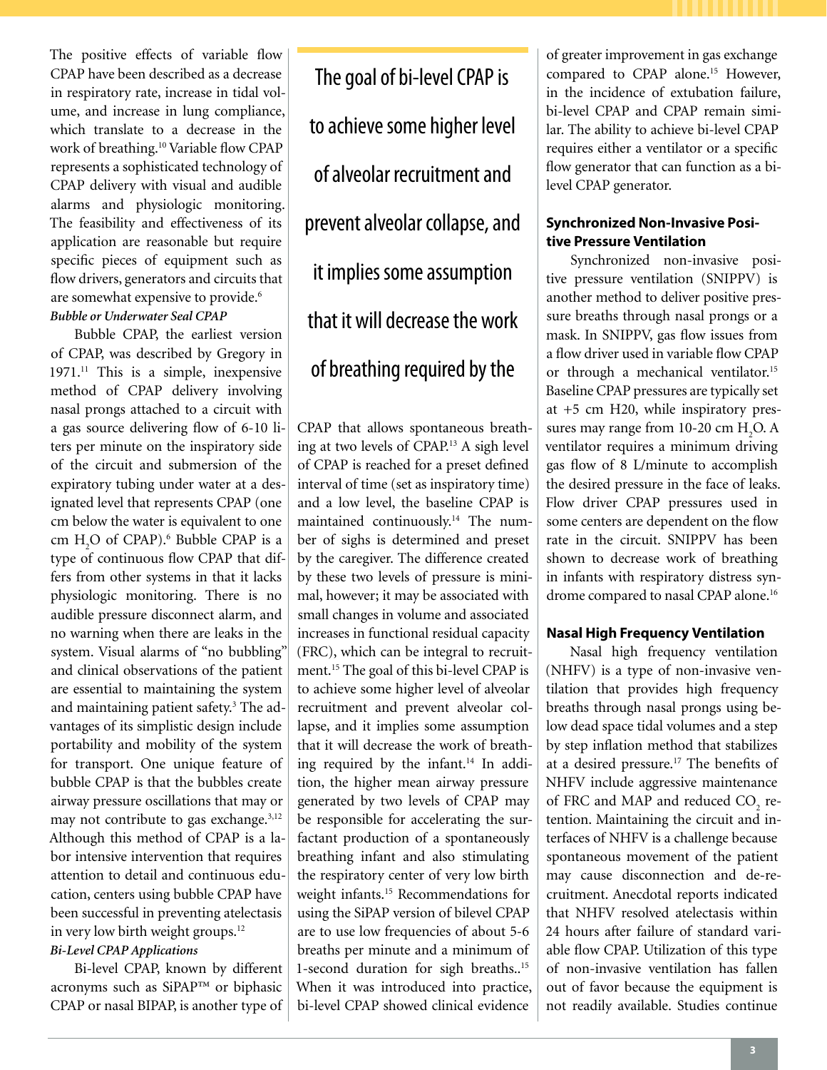The positive effects of variable flow CPAP have been described as a decrease in respiratory rate, increase in tidal volume, and increase in lung compliance, which translate to a decrease in the work of breathing.[10] Variable flow CPAP represents a sophisticated technology of CPAP delivery with visual and audible alarms and physiologic monitoring. The feasibility and effectiveness of its application are reasonable but require specific pieces of equipment such as flow drivers, generators and circuits that are somewhat expensive to provide.[6]

***Bubble or Underwater Seal CPAP***

Bubble CPAP, the earliest version of CPAP, was described by Gregory in 1971.[11] This is a simple, inexpensive method of CPAP delivery involving nasal prongs attached to a circuit with a gas source delivering flow of 6-10 liters per minute on the inspiratory side of the circuit and submersion of the expiratory tubing under water at a designated level that represents CPAP (one cm below the water is equivalent to one cm $H_2O$ of CPAP).[6] Bubble CPAP is a type of continuous flow CPAP that differs from other systems in that it lacks physiologic monitoring. There is no audible pressure disconnect alarm, and no warning when there are leaks in the system. Visual alarms of "no bubbling" and clinical observations of the patient are essential to maintaining the system and maintaining patient safety.[3] The advantages of its simplistic design include portability and mobility of the system for transport. One unique feature of bubble CPAP is that the bubbles create airway pressure oscillations that may or may not contribute to gas exchange.[3,12] Although this method of CPAP is a labor intensive intervention that requires attention to detail and continuous education, centers using bubble CPAP have been successful in preventing atelectasis in very low birth weight groups.[12]

***Bi-Level CPAP Applications***

Bi-level CPAP, known by different acronyms such as SiPAP™ or biphasic CPAP or nasal BIPAP, is another type of CPAP that allows spontaneous breathing at two levels of CPAP.[13] A sigh level of CPAP is reached for a preset defined interval of time (set as inspiratory time) and a low level, the baseline CPAP is maintained continuously.[14] The number of sighs is determined and preset by the caregiver. The difference created by these two levels of pressure is minimal, however; it may be associated with small changes in volume and associated increases in functional residual capacity (FRC), which can be integral to recruitment.[15] The goal of this bi-level CPAP is to achieve some higher level of alveolar recruitment and prevent alveolar collapse, and it implies some assumption that it will decrease the work of breathing required by the infant.[14] In addition, the higher mean airway pressure generated by two levels of CPAP may be responsible for accelerating the surfactant production of a spontaneously breathing infant and also stimulating the respiratory center of very low birth weight infants.[15] Recommendations for using the SiPAP version of bilevel CPAP are to use low frequencies of about 5-6 breaths per minute and a minimum of 1-second duration for sigh breaths..[15] When it was introduced into practice, bi-level CPAP showed clinical evidence of greater improvement in gas exchange compared to CPAP alone.[15] However, in the incidence of extubation failure, bi-level CPAP and CPAP remain similar. The ability to achieve bi-level CPAP requires either a ventilator or a specific flow generator that can function as a bi-level CPAP generator.

> The goal of bi-level CPAP is to achieve some higher level of alveolar recruitment and prevent alveolar collapse, and it implies some assumption that it will decrease the work of breathing required by the

**Synchronized Non-Invasive Positive Pressure Ventilation**

Synchronized non-invasive positive pressure ventilation (SNIPPV) is another method to deliver positive pressure breaths through nasal prongs or a mask. In SNIPPV, gas flow issues from a flow driver used in variable flow CPAP or through a mechanical ventilator.[15] Baseline CPAP pressures are typically set at +5 cm H20, while inspiratory pressures may range from 10-20 cm $H_2O$. A ventilator requires a minimum driving gas flow of 8 L/minute to accomplish the desired pressure in the face of leaks. Flow driver CPAP pressures used in some centers are dependent on the flow rate in the circuit. SNIPPV has been shown to decrease work of breathing in infants with respiratory distress syndrome compared to nasal CPAP alone.[16]

**Nasal High Frequency Ventilation**

Nasal high frequency ventilation (NHFV) is a type of non-invasive ventilation that provides high frequency breaths through nasal prongs using below dead space tidal volumes and a step by step inflation method that stabilizes at a desired pressure.[17] The benefits of NHFV include aggressive maintenance of FRC and MAP and reduced $CO_2$ retention. Maintaining the circuit and interfaces of NHFV is a challenge because spontaneous movement of the patient may cause disconnection and de-recruitment. Anecdotal reports indicated that NHFV resolved atelectasis within 24 hours after failure of standard variable flow CPAP. Utilization of this type of non-invasive ventilation has fallen out of favor because the equipment is not readily available. Studies continue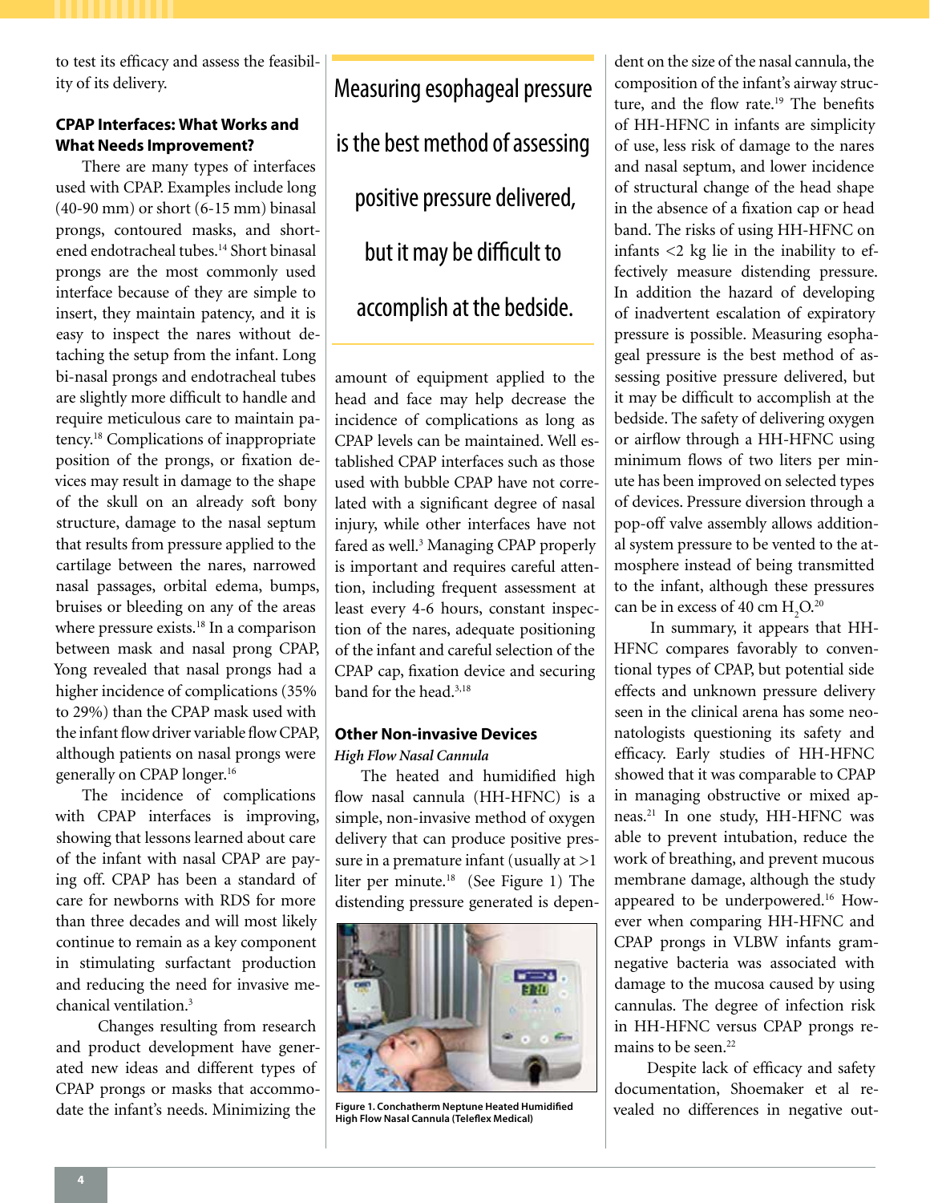to test its efficacy and assess the feasibility of its delivery.

### CPAP Interfaces: What Works and What Needs Improvement?

There are many types of interfaces used with CPAP. Examples include long (40-90 mm) or short (6-15 mm) binasal prongs, contoured masks, and shortened endotracheal tubes.[14] Short binasal prongs are the most commonly used interface because of they are simple to insert, they maintain patency, and it is easy to inspect the nares without detaching the setup from the infant. Long bi-nasal prongs and endotracheal tubes are slightly more difficult to handle and require meticulous care to maintain patency.[18] Complications of inappropriate position of the prongs, or fixation devices may result in damage to the shape of the skull on an already soft bony structure, damage to the nasal septum that results from pressure applied to the cartilage between the nares, narrowed nasal passages, orbital edema, bumps, bruises or bleeding on any of the areas where pressure exists.[18] In a comparison between mask and nasal prong CPAP, Yong revealed that nasal prongs had a higher incidence of complications (35% to 29%) than the CPAP mask used with the infant flow driver variable flow CPAP, although patients on nasal prongs were generally on CPAP longer.[16]

The incidence of complications with CPAP interfaces is improving, showing that lessons learned about care of the infant with nasal CPAP are paying off. CPAP has been a standard of care for newborns with RDS for more than three decades and will most likely continue to remain as a key component in stimulating surfactant production and reducing the need for invasive mechanical ventilation.[3]

Changes resulting from research and product development have generated new ideas and different types of CPAP prongs or masks that accommodate the infant's needs. Minimizing the amount of equipment applied to the head and face may help decrease the incidence of complications as long as CPAP levels can be maintained. Well established CPAP interfaces such as those used with bubble CPAP have not correlated with a significant degree of nasal injury, while other interfaces have not fared as well.[3] Managing CPAP properly is important and requires careful attention, including frequent assessment at least every 4-6 hours, constant inspection of the nares, adequate positioning of the infant and careful selection of the CPAP cap, fixation device and securing band for the head.[3,18]

> Measuring esophageal pressure is the best method of assessing positive pressure delivered, but it may be difficult to accomplish at the bedside.

### Other Non-invasive Devices

*High Flow Nasal Cannula*

The heated and humidified high flow nasal cannula (HH-HFNC) is a simple, non-invasive method of oxygen delivery that can produce positive pressure in a premature infant (usually at >1 liter per minute.[18] (See Figure 1) The distending pressure generated is dependent on the size of the nasal cannula, the composition of the infant's airway structure, and the flow rate.[19] The benefits of HH-HFNC in infants are simplicity of use, less risk of damage to the nares and nasal septum, and lower incidence of structural change of the head shape in the absence of a fixation cap or head band. The risks of using HH-HFNC on infants <2 kg lie in the inability to effectively measure distending pressure. In addition the hazard of developing of inadvertent escalation of expiratory pressure is possible. Measuring esophageal pressure is the best method of assessing positive pressure delivered, but it may be difficult to accomplish at the bedside. The safety of delivering oxygen or airflow through a HH-HFNC using minimum flows of two liters per minute has been improved on selected types of devices. Pressure diversion through a pop-off valve assembly allows additional system pressure to be vented to the atmosphere instead of being transmitted to the infant, although these pressures can be in excess of 40 cm $H_2O$.[20]

**Figure 1. Conchatherm Neptune Heated Humidified High Flow Nasal Cannula (Teleflex Medical)**

In summary, it appears that HH-HFNC compares favorably to conventional types of CPAP, but potential side effects and unknown pressure delivery seen in the clinical arena has some neonatologists questioning its safety and efficacy. Early studies of HH-HFNC showed that it was comparable to CPAP in managing obstructive or mixed apneas.[21] In one study, HH-HFNC was able to prevent intubation, reduce the work of breathing, and prevent mucous membrane damage, although the study appeared to be underpowered.[16] However when comparing HH-HFNC and CPAP prongs in VLBW infants gram-negative bacteria was associated with damage to the mucosa caused by using cannulas. The degree of infection risk in HH-HFNC versus CPAP prongs remains to be seen.[22]

Despite lack of efficacy and safety documentation, Shoemaker et al revealed no differences in negative out-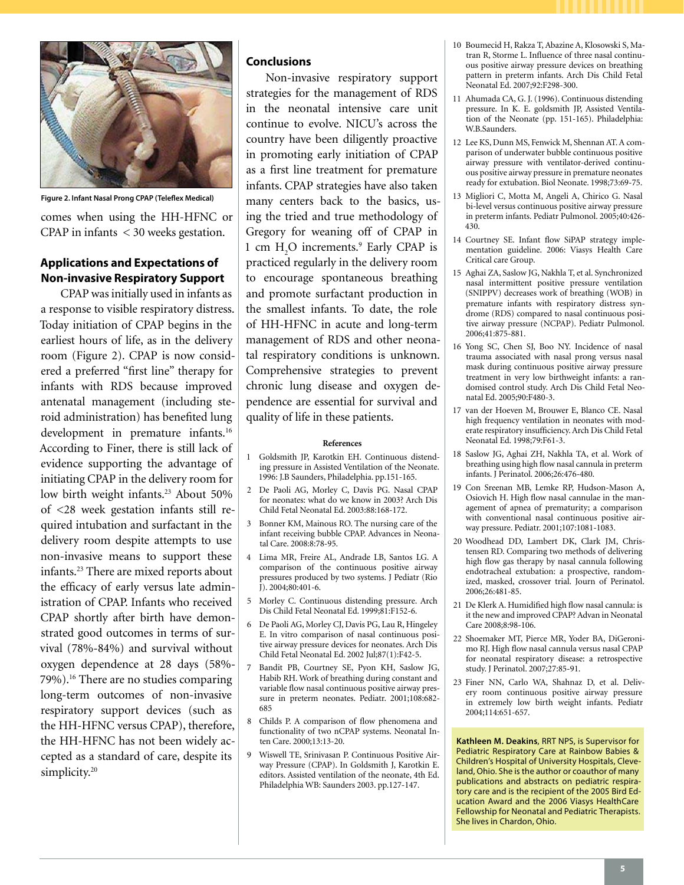Figure 2. Infant Nasal Prong CPAP (Teleflex Medical)

comes when using the HH-HFNC or CPAP in infants < 30 weeks gestation.

## Applications and Expectations of Non-invasive Respiratory Support

CPAP was initially used in infants as a response to visible respiratory distress. Today initiation of CPAP begins in the earliest hours of life, as in the delivery room (Figure 2). CPAP is now considered a preferred "first line" therapy for infants with RDS because improved antenatal management (including steroid administration) has benefited lung development in premature infants.[16] According to Finer, there is still lack of evidence supporting the advantage of initiating CPAP in the delivery room for low birth weight infants.[23] About 50% of <28 week gestation infants still required intubation and surfactant in the delivery room despite attempts to use non-invasive means to support these infants.[23] There are mixed reports about the efficacy of early versus late administration of CPAP. Infants who received CPAP shortly after birth have demonstrated good outcomes in terms of survival (78%-84%) and survival without oxygen dependence at 28 days (58%-79%).[16] There are no studies comparing long-term outcomes of non-invasive respiratory support devices (such as the HH-HFNC versus CPAP), therefore, the HH-HFNC has not been widely accepted as a standard of care, despite its simplicity.[20]

## Conclusions

Non-invasive respiratory support strategies for the management of RDS in the neonatal intensive care unit continue to evolve. NICU's across the country have been diligently proactive in promoting early initiation of CPAP as a first line treatment for premature infants. CPAP strategies have also taken many centers back to the basics, using the tried and true methodology of Gregory for weaning off of CPAP in 1 cm $H_2O$ increments.[9] Early CPAP is practiced regularly in the delivery room to encourage spontaneous breathing and promote surfactant production in the smallest infants. To date, the role of HH-HFNC in acute and long-term management of RDS and other neonatal respiratory conditions is unknown. Comprehensive strategies to prevent chronic lung disease and oxygen dependence are essential for survival and quality of life in these patients.

### References

1. Goldsmith JP, Karotkin EH. Continuous distending pressure in Assisted Ventilation of the Neonate. 1996: J.B Saunders, Philadelphia. pp.151-165.
2. De Paoli AG, Morley C, Davis PG. Nasal CPAP for neonates: what do we know in 2003? Arch Dis Child Fetal Neonatal Ed. 2003:88:168-172.
3. Bonner KM, Mainous RO. The nursing care of the infant receiving bubble CPAP. Advances in Neonatal Care. 2008:8:78-95.
4. Lima MR, Freire AL, Andrade LB, Santos LG. A comparison of the continuous positive airway pressures produced by two systems. J Pediatr (Rio J). 2004;80:401-6.
5. Morley C. Continuous distending pressure. Arch Dis Child Fetal Neonatal Ed. 1999;81:F152-6.
6. De Paoli AG, Morley CJ, Davis PG, Lau R, Hingeley E. In vitro comparison of nasal continuous positive airway pressure devices for neonates. Arch Dis Child Fetal Neonatal Ed. 2002 Jul;87(1):F42-5.
7. Bandit PB, Courtney SE, Pyon KH, Saslow JG, Habib RH. Work of breathing during constant and variable flow nasal continuous positive airway pressure in preterm neonates. Pediatr. 2001;108:682-685
8. Childs P. A comparison of flow phenomena and functionality of two nCPAP systems. Neonatal Inten Care. 2000;13:13-20.
9. Wiswell TE, Srinivasan P. Continuous Positive Airway Pressure (CPAP). In Goldsmith J, Karotkin E. editors. Assisted ventilation of the neonate, 4th Ed. Philadelphia WB: Saunders 2003. pp.127-147.
10. Boumecid H, Rakza T, Abazine A, Klosowski S, Matran R, Storme L. Influence of three nasal continuous positive airway pressure devices on breathing pattern in preterm infants. Arch Dis Child Fetal Neonatal Ed. 2007;92:F298-300.
11. Ahumada CA, G. J. (1996). Continuous distending pressure. In K. E. goldsmith JP, Assisted Ventilation of the Neonate (pp. 151-165). Philadelphia: W.B.Saunders.
12. Lee KS, Dunn MS, Fenwick M, Shennan AT. A comparison of underwater bubble continuous positive airway pressure with ventilator-derived continuous positive airway pressure in premature neonates ready for extubation. Biol Neonate. 1998;73:69-75.
13. Migliori C, Motta M, Angeli A, Chirico G. Nasal bi-level versus continuous positive airway pressure in preterm infants. Pediatr Pulmonol. 2005;40:426-430.
14. Courtney SE. Infant flow SiPAP strategy implementation guideline. 2006: Viasys Health Care Critical care Group.
15. Aghai ZA, Saslow JG, Nakhla T, et al. Synchronized nasal intermittent positive pressure ventilation (SNIPPV) decreases work of breathing (WOB) in premature infants with respiratory distress syndrome (RDS) compared to nasal continuous positive airway pressure (NCPAP). Pediatr Pulmonol. 2006;41:875-881.
16. Yong SC, Chen SJ, Boo NY. Incidence of nasal trauma associated with nasal prong versus nasal mask during continuous positive airway pressure treatment in very low birthweight infants: a randomised control study. Arch Dis Child Fetal Neonatal Ed. 2005;90:F480-3.
17. van der Hoeven M, Brouwer E, Blanco CE. Nasal high frequency ventilation in neonates with moderate respiratory insufficiency. Arch Dis Child Fetal Neonatal Ed. 1998;79:F61-3.
18. Saslow JG, Aghai ZH, Nakhla TA, et al. Work of breathing using high flow nasal cannula in preterm infants. J Perinatol. 2006;26:476-480.
19. Con Sreenan MB, Lemke RP, Hudson-Mason A, Osiovich H. High flow nasal cannulae in the management of apnea of prematurity; a comparison with conventional nasal continuous positive airway pressure. Pediatr. 2001;107:1081-1083.
20. Woodhead DD, Lambert DK, Clark JM, Christensen RD. Comparing two methods of delivering high flow gas therapy by nasal cannula following endotracheal extubation: a prospective, randomized, masked, crossover trial. Journ of Perinatol. 2006;26:481-85.
21. De Klerk A. Humidified high flow nasal cannula: is it the new and improved CPAP? Advan in Neonatal Care 2008;8:98-106.
22. Shoemaker MT, Pierce MR, Yoder BA, DiGeronimo RJ. High flow nasal cannula versus nasal CPAP for neonatal respiratory disease: a retrospective study. J Perinatol. 2007;27:85-91.
23. Finer NN, Carlo WA, Shahnaz D, et al. Delivery room continuous positive airway pressure in extremely low birth weight infants. Pediatr 2004;114:651-657.

**Kathleen M. Deakins**, RRT NPS, is Supervisor for Pediatric Respiratory Care at Rainbow Babies & Children's Hospital of University Hospitals, Cleveland, Ohio. She is the author or coauthor of many publications and abstracts on pediatric respiratory care and is the recipient of the 2005 Bird Education Award and the 2006 Viasys HealthCare Fellowship for Neonatal and Pediatric Therapists. She lives in Chardon, Ohio.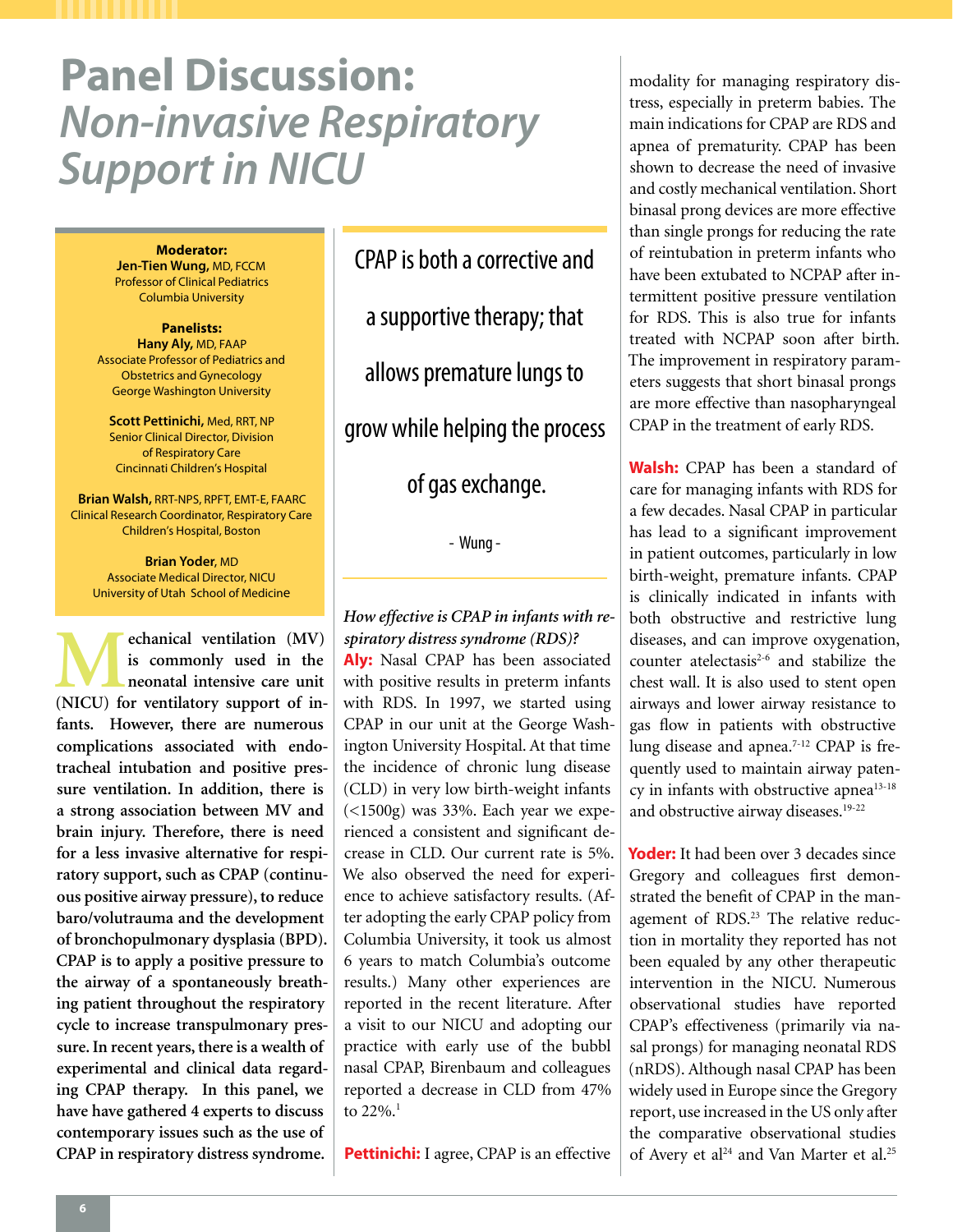# Panel Discussion: *Non-invasive Respiratory Support in NICU*

**Moderator:**
**Jen-Tien Wung,** MD, FCCM
Professor of Clinical Pediatrics
Columbia University

**Panelists:**
**Hany Aly,** MD, FAAP
Associate Professor of Pediatrics and Obstetrics and Gynecology
George Washington University

**Scott Pettinichi,** Med, RRT, NP
Senior Clinical Director, Division of Respiratory Care
Cincinnati Children's Hospital

**Brian Walsh,** RRT-NPS, RPFT, EMT-E, FAARC
Clinical Research Coordinator, Respiratory Care
Children's Hospital, Boston

**Brian Yoder**, MD
Associate Medical Director, NICU
University of Utah School of Medicine

**Mechanical ventilation (MV) is commonly used in the neonatal intensive care unit (NICU) for ventilatory support of infants. However, there are numerous complications associated with endotracheal intubation and positive pressure ventilation. In addition, there is a strong association between MV and brain injury. Therefore, there is need for a less invasive alternative for respiratory support, such as CPAP (continuous positive airway pressure), to reduce baro/volutrauma and the development of bronchopulmonary dysplasia (BPD). CPAP is to apply a positive pressure to the airway of a spontaneously breathing patient throughout the respiratory cycle to increase transpulmonary pressure. In recent years, there is a wealth of experimental and clinical data regarding CPAP therapy. In this panel, we have have gathered 4 experts to discuss contemporary issues such as the use of CPAP in respiratory distress syndrome.**

> CPAP is both a corrective and a supportive therapy; that allows premature lungs to grow while helping the process of gas exchange.
>
> \- Wung -

*How effective is CPAP in infants with respiratory distress syndrome (RDS)?*

**Aly:** Nasal CPAP has been associated with positive results in preterm infants with RDS. In 1997, we started using CPAP in our unit at the George Washington University Hospital. At that time the incidence of chronic lung disease (CLD) in very low birth-weight infants (<1500g) was 33%. Each year we experienced a consistent and significant decrease in CLD. Our current rate is 5%. We also observed the need for experience to achieve satisfactory results. (After adopting the early CPAP policy from Columbia University, it took us almost 6 years to match Columbia's outcome results.) Many other experiences are reported in the recent literature. After a visit to our NICU and adopting our practice with early use of the bubbl nasal CPAP, Birenbaum and colleagues reported a decrease in CLD from 47% to 22%.[1]

**Pettinichi:** I agree, CPAP is an effective modality for managing respiratory distress, especially in preterm babies. The main indications for CPAP are RDS and apnea of prematurity. CPAP has been shown to decrease the need of invasive and costly mechanical ventilation. Short binasal prong devices are more effective than single prongs for reducing the rate of reintubation in preterm infants who have been extubated to NCPAP after intermittent positive pressure ventilation for RDS. This is also true for infants treated with NCPAP soon after birth. The improvement in respiratory parameters suggests that short binasal prongs are more effective than nasopharyngeal CPAP in the treatment of early RDS.

**Walsh:** CPAP has been a standard of care for managing infants with RDS for a few decades. Nasal CPAP in particular has lead to a significant improvement in patient outcomes, particularly in low birth-weight, premature infants. CPAP is clinically indicated in infants with both obstructive and restrictive lung diseases, and can improve oxygenation, counter atelectasis[2-6] and stabilize the chest wall. It is also used to stent open airways and lower airway resistance to gas flow in patients with obstructive lung disease and apnea.[7-12] CPAP is frequently used to maintain airway patency in infants with obstructive apnea[13-18] and obstructive airway diseases.[19-22]

**Yoder:** It had been over 3 decades since Gregory and colleagues first demonstrated the benefit of CPAP in the management of RDS.[23] The relative reduction in mortality they reported has not been equaled by any other therapeutic intervention in the NICU. Numerous observational studies have reported CPAP's effectiveness (primarily via nasal prongs) for managing neonatal RDS (nRDS). Although nasal CPAP has been widely used in Europe since the Gregory report, use increased in the US only after the comparative observational studies of Avery et al[24] and Van Marter et al.[25]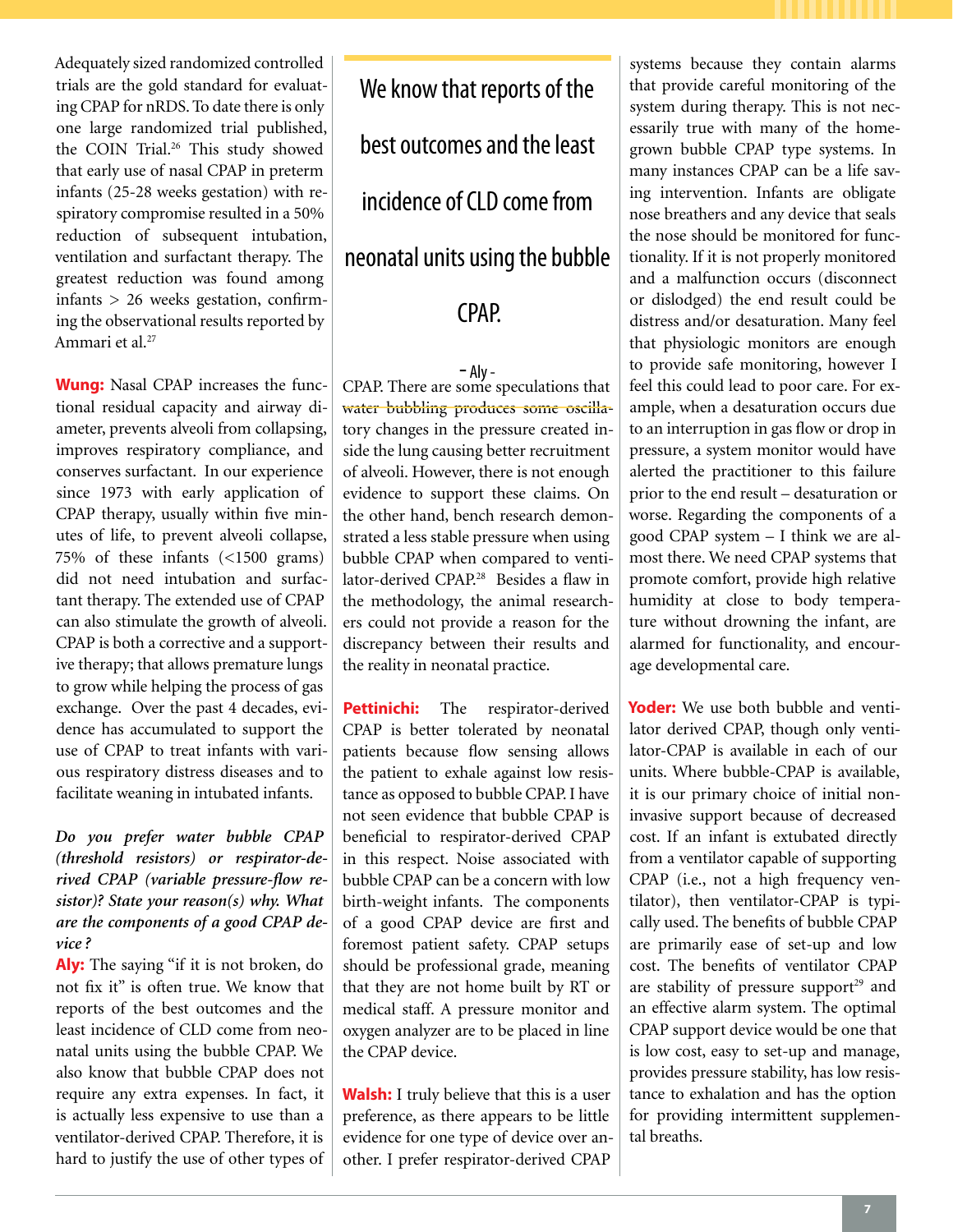Adequately sized randomized controlled trials are the gold standard for evaluating CPAP for nRDS. To date there is only one large randomized trial published, the COIN Trial.[26] This study showed that early use of nasal CPAP in preterm infants (25-28 weeks gestation) with respiratory compromise resulted in a 50% reduction of subsequent intubation, ventilation and surfactant therapy. The greatest reduction was found among infants > 26 weeks gestation, confirming the observational results reported by Ammari et al.[27]

**Wung:** Nasal CPAP increases the functional residual capacity and airway diameter, prevents alveoli from collapsing, improves respiratory compliance, and conserves surfactant. In our experience since 1973 with early application of CPAP therapy, usually within five minutes of life, to prevent alveoli collapse, 75% of these infants (<1500 grams) did not need intubation and surfactant therapy. The extended use of CPAP can also stimulate the growth of alveoli. CPAP is both a corrective and a supportive therapy; that allows premature lungs to grow while helping the process of gas exchange. Over the past 4 decades, evidence has accumulated to support the use of CPAP to treat infants with various respiratory distress diseases and to facilitate weaning in intubated infants.

***Do you prefer water bubble CPAP (threshold resistors) or respirator-derived CPAP (variable pressure-flow resistor)? State your reason(s) why. What are the components of a good CPAP device?***

**Aly:** The saying "if it is not broken, do not fix it" is often true. We know that reports of the best outcomes and the least incidence of CLD come from neonatal units using the bubble CPAP. We also know that bubble CPAP does not require any extra expenses. In fact, it is actually less expensive to use than a ventilator-derived CPAP. Therefore, it is hard to justify the use of other types of CPAP. There are some speculations that water bubbling produces some oscillatory changes in the pressure created inside the lung causing better recruitment of alveoli. However, there is not enough evidence to support these claims. On the other hand, bench research demonstrated a less stable pressure when using bubble CPAP when compared to ventilator-derived CPAP.[28] Besides a flaw in the methodology, the animal researchers could not provide a reason for the discrepancy between their results and the reality in neonatal practice.

> We know that reports of the best outcomes and the least incidence of CLD come from neonatal units using the bubble CPAP.
>
> \- Aly -

**Pettinichi:** The respirator-derived CPAP is better tolerated by neonatal patients because flow sensing allows the patient to exhale against low resistance as opposed to bubble CPAP. I have not seen evidence that bubble CPAP is beneficial to respirator-derived CPAP in this respect. Noise associated with bubble CPAP can be a concern with low birth-weight infants. The components of a good CPAP device are first and foremost patient safety. CPAP setups should be professional grade, meaning that they are not home built by RT or medical staff. A pressure monitor and oxygen analyzer are to be placed in line the CPAP device.

**Walsh:** I truly believe that this is a user preference, as there appears to be little evidence for one type of device over another. I prefer respirator-derived CPAP systems because they contain alarms that provide careful monitoring of the system during therapy. This is not necessarily true with many of the homegrown bubble CPAP type systems. In many instances CPAP can be a life saving intervention. Infants are obligate nose breathers and any device that seals the nose should be monitored for functionality. If it is not properly monitored and a malfunction occurs (disconnect or dislodged) the end result could be distress and/or desaturation. Many feel that physiologic monitors are enough to provide safe monitoring, however I feel this could lead to poor care. For example, when a desaturation occurs due to an interruption in gas flow or drop in pressure, a system monitor would have alerted the practitioner to this failure prior to the end result – desaturation or worse. Regarding the components of a good CPAP system – I think we are almost there. We need CPAP systems that promote comfort, provide high relative humidity at close to body temperature without drowning the infant, are alarmed for functionality, and encourage developmental care.

**Yoder:** We use both bubble and ventilator derived CPAP, though only ventilator-CPAP is available in each of our units. Where bubble-CPAP is available, it is our primary choice of initial non-invasive support because of decreased cost. If an infant is extubated directly from a ventilator capable of supporting CPAP (i.e., not a high frequency ventilator), then ventilator-CPAP is typically used. The benefits of bubble CPAP are primarily ease of set-up and low cost. The benefits of ventilator CPAP are stability of pressure support[29] and an effective alarm system. The optimal CPAP support device would be one that is low cost, easy to set-up and manage, provides pressure stability, has low resistance to exhalation and has the option for providing intermittent supplemental breaths.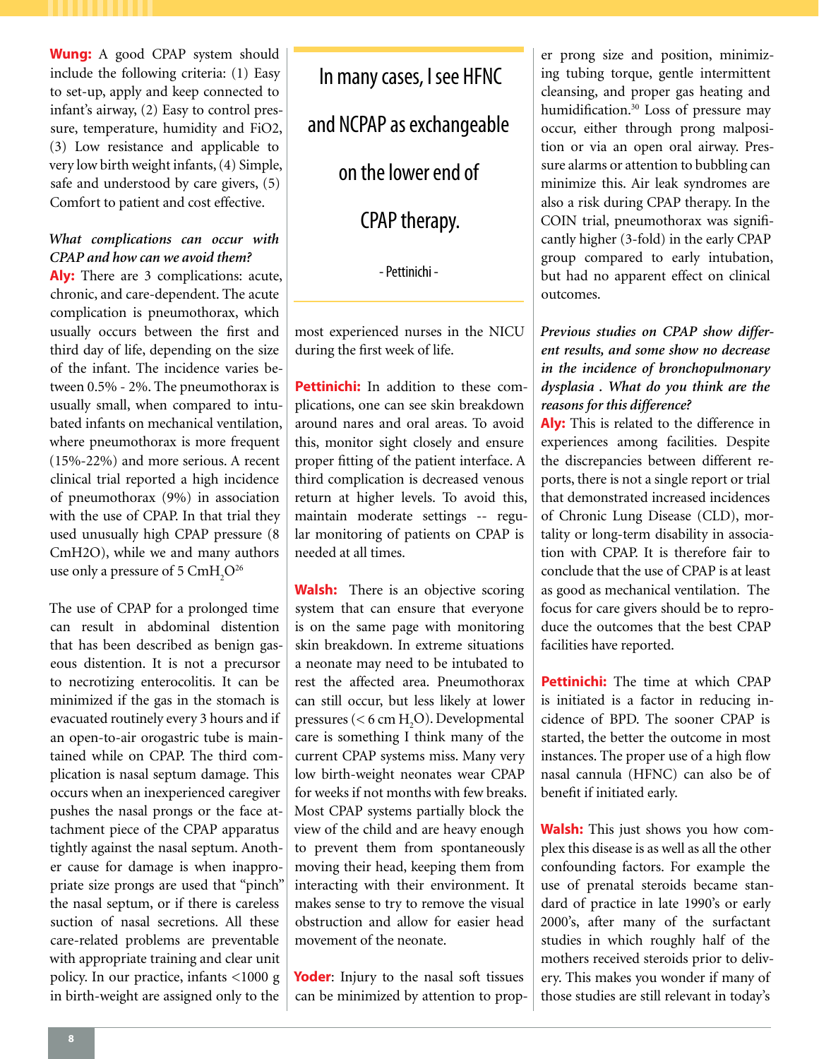**Wung:** A good CPAP system should include the following criteria: (1) Easy to set-up, apply and keep connected to infant's airway, (2) Easy to control pressure, temperature, humidity and FiO2, (3) Low resistance and applicable to very low birth weight infants, (4) Simple, safe and understood by care givers, (5) Comfort to patient and cost effective.

***What complications can occur with CPAP and how can we avoid them?***

**Aly:** There are 3 complications: acute, chronic, and care-dependent. The acute complication is pneumothorax, which usually occurs between the first and third day of life, depending on the size of the infant. The incidence varies between 0.5% - 2%. The pneumothorax is usually small, when compared to intubated infants on mechanical ventilation, where pneumothorax is more frequent (15%-22%) and more serious. A recent clinical trial reported a high incidence of pneumothorax (9%) in association with the use of CPAP. In that trial they used unusually high CPAP pressure (8 CmH2O), while we and many authors use only a pressure of 5 $CmH_2O$[26]

The use of CPAP for a prolonged time can result in abdominal distention that has been described as benign gaseous distention. It is not a precursor to necrotizing enterocolitis. It can be minimized if the gas in the stomach is evacuated routinely every 3 hours and if an open-to-air orogastric tube is maintained while on CPAP. The third complication is nasal septum damage. This occurs when an inexperienced caregiver pushes the nasal prongs or the face attachment piece of the CPAP apparatus tightly against the nasal septum. Another cause for damage is when inappropriate size prongs are used that "pinch" the nasal septum, or if there is careless suction of nasal secretions. All these care-related problems are preventable with appropriate training and clear unit policy. In our practice, infants <1000 g in birth-weight are assigned only to the most experienced nurses in the NICU during the first week of life.

> In many cases, I see HFNC and NCPAP as exchangeable on the lower end of CPAP therapy.
>
> \- Pettinichi -

**Pettinichi:** In addition to these complications, one can see skin breakdown around nares and oral areas. To avoid this, monitor sight closely and ensure proper fitting of the patient interface. A third complication is decreased venous return at higher levels. To avoid this, maintain moderate settings -- regular monitoring of patients on CPAP is needed at all times.

**Walsh:** There is an objective scoring system that can ensure that everyone is on the same page with monitoring skin breakdown. In extreme situations a neonate may need to be intubated to rest the affected area. Pneumothorax can still occur, but less likely at lower pressures (< 6 cm $H_2O$). Developmental care is something I think many of the current CPAP systems miss. Many very low birth-weight neonates wear CPAP for weeks if not months with few breaks. Most CPAP systems partially block the view of the child and are heavy enough to prevent them from spontaneously moving their head, keeping them from interacting with their environment. It makes sense to try to remove the visual obstruction and allow for easier head movement of the neonate.

**Yoder**: Injury to the nasal soft tissues can be minimized by attention to proper prong size and position, minimizing tubing torque, gentle intermittent cleansing, and proper gas heating and humidification.[30] Loss of pressure may occur, either through prong malposition or via an open oral airway. Pressure alarms or attention to bubbling can minimize this. Air leak syndromes are also a risk during CPAP therapy. In the COIN trial, pneumothorax was significantly higher (3-fold) in the early CPAP group compared to early intubation, but had no apparent effect on clinical outcomes.

***Previous studies on CPAP show different results, and some show no decrease in the incidence of bronchopulmonary dysplasia . What do you think are the reasons for this difference?***

**Aly:** This is related to the difference in experiences among facilities. Despite the discrepancies between different reports, there is not a single report or trial that demonstrated increased incidences of Chronic Lung Disease (CLD), mortality or long-term disability in association with CPAP. It is therefore fair to conclude that the use of CPAP is at least as good as mechanical ventilation. The focus for care givers should be to reproduce the outcomes that the best CPAP facilities have reported.

**Pettinichi:** The time at which CPAP is initiated is a factor in reducing incidence of BPD. The sooner CPAP is started, the better the outcome in most instances. The proper use of a high flow nasal cannula (HFNC) can also be of benefit if initiated early.

**Walsh:** This just shows you how complex this disease is as well as all the other confounding factors. For example the use of prenatal steroids became standard of practice in late 1990's or early 2000's, after many of the surfactant studies in which roughly half of the mothers received steroids prior to delivery. This makes you wonder if many of those studies are still relevant in today's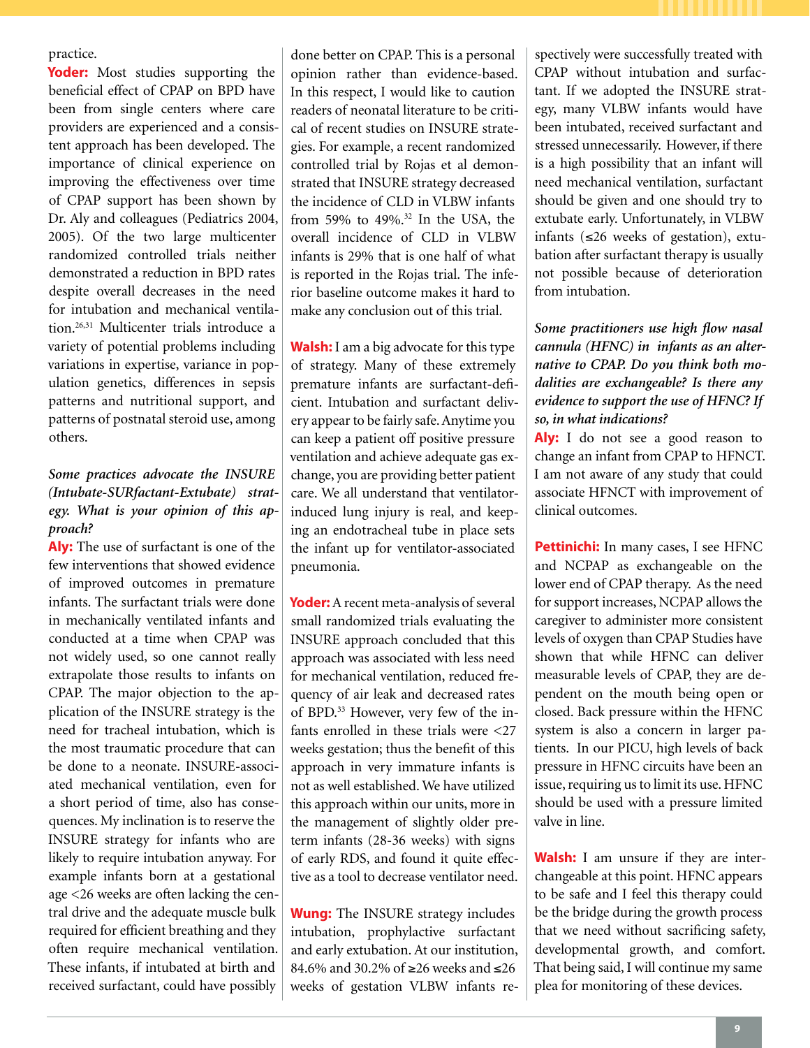practice.

**Yoder:** Most studies supporting the beneficial effect of CPAP on BPD have been from single centers where care providers are experienced and a consistent approach has been developed. The importance of clinical experience on improving the effectiveness over time of CPAP support has been shown by Dr. Aly and colleagues (Pediatrics 2004, 2005). Of the two large multicenter randomized controlled trials neither demonstrated a reduction in BPD rates despite overall decreases in the need for intubation and mechanical ventilation.[26,31] Multicenter trials introduce a variety of potential problems including variations in expertise, variance in population genetics, differences in sepsis patterns and nutritional support, and patterns of postnatal steroid use, among others.

*Some practices advocate the INSURE (Intubate-SURfactant-Extubate) strategy. What is your opinion of this approach?*

**Aly:** The use of surfactant is one of the few interventions that showed evidence of improved outcomes in premature infants. The surfactant trials were done in mechanically ventilated infants and conducted at a time when CPAP was not widely used, so one cannot really extrapolate those results to infants on CPAP. The major objection to the application of the INSURE strategy is the need for tracheal intubation, which is the most traumatic procedure that can be done to a neonate. INSURE-associated mechanical ventilation, even for a short period of time, also has consequences. My inclination is to reserve the INSURE strategy for infants who are likely to require intubation anyway. For example infants born at a gestational age <26 weeks are often lacking the central drive and the adequate muscle bulk required for efficient breathing and they often require mechanical ventilation. These infants, if intubated at birth and received surfactant, could have possibly done better on CPAP. This is a personal opinion rather than evidence-based. In this respect, I would like to caution readers of neonatal literature to be critical of recent studies on INSURE strategies. For example, a recent randomized controlled trial by Rojas et al demonstrated that INSURE strategy decreased the incidence of CLD in VLBW infants from 59% to 49%.[32] In the USA, the overall incidence of CLD in VLBW infants is 29% that is one half of what is reported in the Rojas trial. The inferior baseline outcome makes it hard to make any conclusion out of this trial.

**Walsh:** I am a big advocate for this type of strategy. Many of these extremely premature infants are surfactant-deficient. Intubation and surfactant delivery appear to be fairly safe. Anytime you can keep a patient off positive pressure ventilation and achieve adequate gas exchange, you are providing better patient care. We all understand that ventilator-induced lung injury is real, and keeping an endotracheal tube in place sets the infant up for ventilator-associated pneumonia.

**Yoder:** A recent meta-analysis of several small randomized trials evaluating the INSURE approach concluded that this approach was associated with less need for mechanical ventilation, reduced frequency of air leak and decreased rates of BPD.[33] However, very few of the infants enrolled in these trials were <27 weeks gestation; thus the benefit of this approach in very immature infants is not as well established. We have utilized this approach within our units, more in the management of slightly older preterm infants (28-36 weeks) with signs of early RDS, and found it quite effective as a tool to decrease ventilator need.

**Wung:** The INSURE strategy includes intubation, prophylactic surfactant and early extubation. At our institution, 84.6% and 30.2% of ≥26 weeks and ≤26 weeks of gestation VLBW infants respectively were successfully treated with CPAP without intubation and surfactant. If we adopted the INSURE strategy, many VLBW infants would have been intubated, received surfactant and stressed unnecessarily. However, if there is a high possibility that an infant will need mechanical ventilation, surfactant should be given and one should try to extubate early. Unfortunately, in VLBW infants (≤26 weeks of gestation), extubation after surfactant therapy is usually not possible because of deterioration from intubation.

*Some practitioners use high flow nasal cannula (HFNC) in infants as an alternative to CPAP. Do you think both modalities are exchangeable? Is there any evidence to support the use of HFNC? If so, in what indications?*

**Aly:** I do not see a good reason to change an infant from CPAP to HFNCT. I am not aware of any study that could associate HFNCT with improvement of clinical outcomes.

**Pettinichi:** In many cases, I see HFNC and NCPAP as exchangeable on the lower end of CPAP therapy. As the need for support increases, NCPAP allows the caregiver to administer more consistent levels of oxygen than CPAP Studies have shown that while HFNC can deliver measurable levels of CPAP, they are dependent on the mouth being open or closed. Back pressure within the HFNC system is also a concern in larger patients. In our PICU, high levels of back pressure in HFNC circuits have been an issue, requiring us to limit its use. HFNC should be used with a pressure limited valve in line.

**Walsh:** I am unsure if they are interchangeable at this point. HFNC appears to be safe and I feel this therapy could be the bridge during the growth process that we need without sacrificing safety, developmental growth, and comfort. That being said, I will continue my same plea for monitoring of these devices.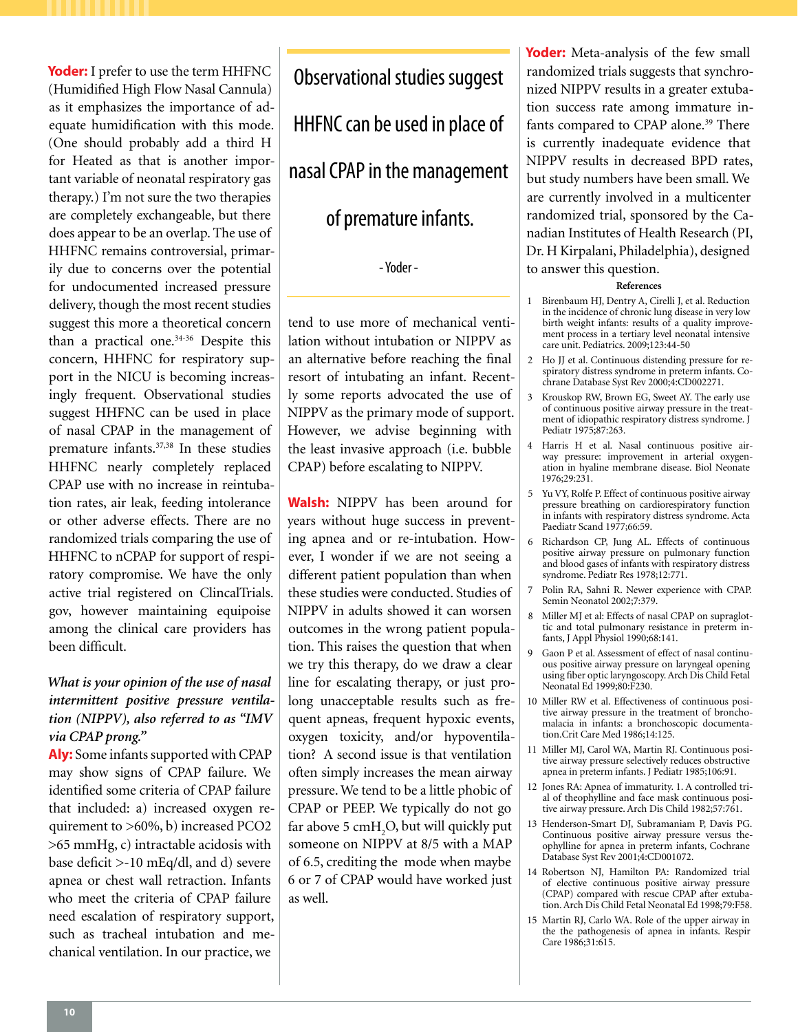**Yoder:** I prefer to use the term HHFNC (Humidified High Flow Nasal Cannula) as it emphasizes the importance of adequate humidification with this mode. (One should probably add a third H for Heated as that is another important variable of neonatal respiratory gas therapy.) I'm not sure the two therapies are completely exchangeable, but there does appear to be an overlap. The use of HHFNC remains controversial, primarily due to concerns over the potential for undocumented increased pressure delivery, though the most recent studies suggest this more a theoretical concern than a practical one.[34-36] Despite this concern, HHFNC for respiratory support in the NICU is becoming increasingly frequent. Observational studies suggest HHFNC can be used in place of nasal CPAP in the management of premature infants.[37,38] In these studies HHFNC nearly completely replaced CPAP use with no increase in reintubation rates, air leak, feeding intolerance or other adverse effects. There are no randomized trials comparing the use of HHFNC to nCPAP for support of respiratory compromise. We have the only active trial registered on ClincalTrials.gov, however maintaining equipoise among the clinical care providers has been difficult.

> Observational studies suggest HHFNC can be used in place of nasal CPAP in the management of premature infants.
>
> - Yoder -

***What is your opinion of the use of nasal intermittent positive pressure ventilation (NIPPV), also referred to as "IMV via CPAP prong."***

**Aly:** Some infants supported with CPAP may show signs of CPAP failure. We identified some criteria of CPAP failure that included: a) increased oxygen requirement to >60%, b) increased PCO2 >65 mmHg, c) intractable acidosis with base deficit >-10 mEq/dl, and d) severe apnea or chest wall retraction. Infants who meet the criteria of CPAP failure need escalation of respiratory support, such as tracheal intubation and mechanical ventilation. In our practice, we tend to use more of mechanical ventilation without intubation or NIPPV as an alternative before reaching the final resort of intubating an infant. Recently some reports advocated the use of NIPPV as the primary mode of support. However, we advise beginning with the least invasive approach (i.e. bubble CPAP) before escalating to NIPPV.

**Walsh:** NIPPV has been around for years without huge success in preventing apnea and or re-intubation. However, I wonder if we are not seeing a different patient population than when these studies were conducted. Studies of NIPPV in adults showed it can worsen outcomes in the wrong patient population. This raises the question that when we try this therapy, do we draw a clear line for escalating therapy, or just prolong unacceptable results such as frequent apneas, frequent hypoxic events, oxygen toxicity, and/or hypoventilation? A second issue is that ventilation often simply increases the mean airway pressure. We tend to be a little phobic of CPAP or PEEP. We typically do not go far above 5 cm$H_2O$, but will quickly put someone on NIPPV at 8/5 with a MAP of 6.5, crediting the mode when maybe 6 or 7 of CPAP would have worked just as well.

**Yoder:** Meta-analysis of the few small randomized trials suggests that synchronized NIPPV results in a greater extubation success rate among immature infants compared to CPAP alone.[39] There is currently inadequate evidence that NIPPV results in decreased BPD rates, but study numbers have been small. We are currently involved in a multicenter randomized trial, sponsored by the Canadian Institutes of Health Research (PI, Dr. H Kirpalani, Philadelphia), designed to answer this question.

### References

1. Birenbaum HJ, Dentry A, Cirelli J, et al. Reduction in the incidence of chronic lung disease in very low birth weight infants: results of a quality improvement process in a tertiary level neonatal intensive care unit. Pediatrics. 2009;123:44-50
2. Ho JJ et al. Continuous distending pressure for respiratory distress syndrome in preterm infants. Cochrane Database Syst Rev 2000;4:CD002271.
3. Krouskop RW, Brown EG, Sweet AY. The early use of continuous positive airway pressure in the treatment of idiopathic respiratory distress syndrome. J Pediatr 1975;87:263.
4. Harris H et al. Nasal continuous positive airway pressure: improvement in arterial oxygenation in hyaline membrane disease. Biol Neonate 1976;29:231.
5. Yu VY, Rolfe P. Effect of continuous positive airway pressure breathing on cardiorespiratory function in infants with respiratory distress syndrome. Acta Paediatr Scand 1977;66:59.
6. Richardson CP, Jung AL. Effects of continuous positive airway pressure on pulmonary function and blood gases of infants with respiratory distress syndrome. Pediatr Res 1978;12:771.
7. Polin RA, Sahni R. Newer experience with CPAP. Semin Neonatol 2002;7:379.
8. Miller MJ et al: Effects of nasal CPAP on supraglottic and total pulmonary resistance in preterm infants, J Appl Physiol 1990;68:141.
9. Gaon P et al. Assessment of effect of nasal continuous positive airway pressure on laryngeal opening using fiber optic laryngoscopy. Arch Dis Child Fetal Neonatal Ed 1999;80:F230.
10. Miller RW et al. Effectiveness of continuous positive airway pressure in the treatment of bronchomalacia in infants: a bronchoscopic documentation.Crit Care Med 1986;14:125.
11. Miller MJ, Carol WA, Martin RJ. Continuous positive airway pressure selectively reduces obstructive apnea in preterm infants. J Pediatr 1985;106:91.
12. Jones RA: Apnea of immaturity. 1. A controlled trial of theophylline and face mask continuous positive airway pressure. Arch Dis Child 1982;57:761.
13. Henderson-Smart DJ, Subramaniam P, Davis PG. Continuous positive airway pressure versus theophylline for apnea in preterm infants, Cochrane Database Syst Rev 2001;4:CD001072.
14. Robertson NJ, Hamilton PA: Randomized trial of elective continuous positive airway pressure (CPAP) compared with rescue CPAP after extubation. Arch Dis Child Fetal Neonatal Ed 1998;79:F58.
15. Martin RJ, Carlo WA. Role of the upper airway in the the pathogenesis of apnea in infants. Respir Care 1986;31:615.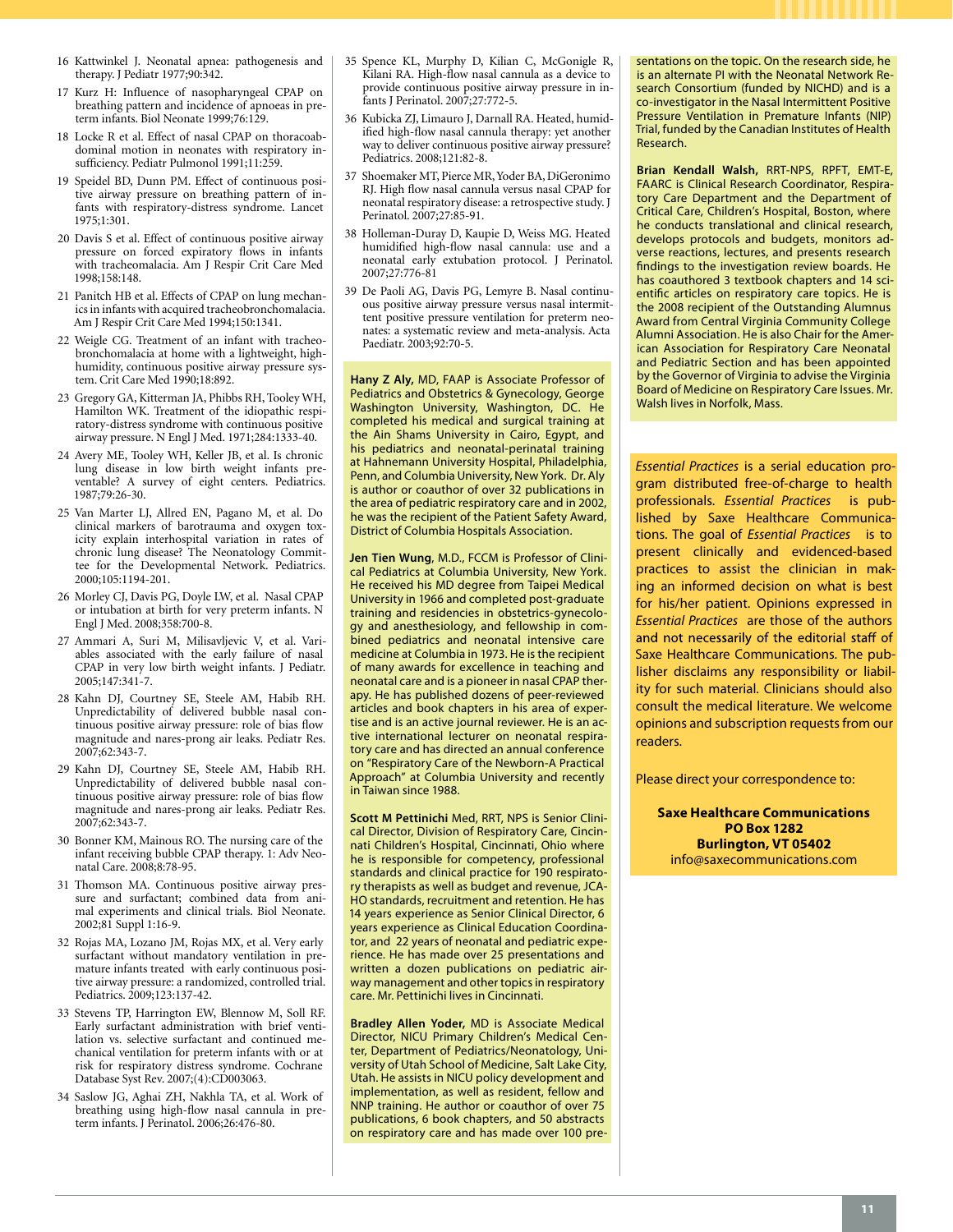16 Kattwinkel J. Neonatal apnea: pathogenesis and therapy. J Pediatr 1977;90:342.

17 Kurz H: Influence of nasopharyngeal CPAP on breathing pattern and incidence of apnoeas in preterm infants. Biol Neonate 1999;76:129.

18 Locke R et al. Effect of nasal CPAP on thoracoabdominal motion in neonates with respiratory insufficiency. Pediatr Pulmonol 1991;11:259.

19 Speidel BD, Dunn PM. Effect of continuous positive airway pressure on breathing pattern of infants with respiratory-distress syndrome. Lancet 1975;1:301.

20 Davis S et al. Effect of continuous positive airway pressure on forced expiratory flows in infants with tracheomalacia. Am J Respir Crit Care Med 1998;158:148.

21 Panitch HB et al. Effects of CPAP on lung mechanics in infants with acquired tracheobronchomalacia. Am J Respir Crit Care Med 1994;150:1341.

22 Weigle CG. Treatment of an infant with tracheobronchomalacia at home with a lightweight, high-humidity, continuous positive airway pressure system. Crit Care Med 1990;18:892.

23 Gregory GA, Kitterman JA, Phibbs RH, Tooley WH, Hamilton WK. Treatment of the idiopathic respiratory-distress syndrome with continuous positive airway pressure. N Engl J Med. 1971;284:1333-40.

24 Avery ME, Tooley WH, Keller JB, et al. Is chronic lung disease in low birth weight infants preventable? A survey of eight centers. Pediatrics. 1987;79:26-30.

25 Van Marter LJ, Allred EN, Pagano M, et al. Do clinical markers of barotrauma and oxygen toxicity explain interhospital variation in rates of chronic lung disease? The Neonatology Committee for the Developmental Network. Pediatrics. 2000;105:1194-201.

26 Morley CJ, Davis PG, Doyle LW, et al. Nasal CPAP or intubation at birth for very preterm infants. N Engl J Med. 2008;358:700-8.

27 Ammari A, Suri M, Milisavljevic V, et al. Variables associated with the early failure of nasal CPAP in very low birth weight infants. J Pediatr. 2005;147:341-7.

28 Kahn DJ, Courtney SE, Steele AM, Habib RH. Unpredictability of delivered bubble nasal continuous positive airway pressure: role of bias flow magnitude and nares-prong air leaks. Pediatr Res. 2007;62:343-7.

29 Kahn DJ, Courtney SE, Steele AM, Habib RH. Unpredictability of delivered bubble nasal continuous positive airway pressure: role of bias flow magnitude and nares-prong air leaks. Pediatr Res. 2007;62:343-7.

30 Bonner KM, Mainous RO. The nursing care of the infant receiving bubble CPAP therapy. 1: Adv Neonatal Care. 2008;8:78-95.

31 Thomson MA. Continuous positive airway pressure and surfactant; combined data from animal experiments and clinical trials. Biol Neonate. 2002;81 Suppl 1:16-9.

32 Rojas MA, Lozano JM, Rojas MX, et al. Very early surfactant without mandatory ventilation in premature infants treated with early continuous positive airway pressure: a randomized, controlled trial. Pediatrics. 2009;123:137-42.

33 Stevens TP, Harrington EW, Blennow M, Soll RF. Early surfactant administration with brief ventilation vs. selective surfactant and continued mechanical ventilation for preterm infants with or at risk for respiratory distress syndrome. Cochrane Database Syst Rev. 2007;(4):CD003063.

34 Saslow JG, Aghai ZH, Nakhla TA, et al. Work of breathing using high-flow nasal cannula in preterm infants. J Perinatol. 2006;26:476-80.

35 Spence KL, Murphy D, Kilian C, McGonigle R, Kilani RA. High-flow nasal cannula as a device to provide continuous positive airway pressure in infants J Perinatol. 2007;27:772-5.

36 Kubicka ZJ, Limauro J, Darnall RA. Heated, humidified high-flow nasal cannula therapy: yet another way to deliver continuous positive airway pressure? Pediatrics. 2008;121:82-8.

37 Shoemaker MT, Pierce MR, Yoder BA, DiGeronimo RJ. High flow nasal cannula versus nasal CPAP for neonatal respiratory disease: a retrospective study. J Perinatol. 2007;27:85-91.

38 Holleman-Duray D, Kaupie D, Weiss MG. Heated humidified high-flow nasal cannula: use and a neonatal early extubation protocol. J Perinatol. 2007;27:776-81

39 De Paoli AG, Davis PG, Lemyre B. Nasal continuous positive airway pressure versus nasal intermittent positive pressure ventilation for preterm neonates: a systematic review and meta-analysis. Acta Paediatr. 2003;92:70-5.

**Hany Z Aly,** MD, FAAP is Associate Professor of Pediatrics and Obstetrics & Gynecology, George Washington University, Washington, DC. He completed his medical and surgical training at the Ain Shams University in Cairo, Egypt, and his pediatrics and neonatal-perinatal training at Hahnemann University Hospital, Philadelphia, Penn, and Columbia University, New York. Dr. Aly is author or coauthor of over 32 publications in the area of pediatric respiratory care and in 2002, he was the recipient of the Patient Safety Award, District of Columbia Hospitals Association.

**Jen Tien Wung**, M.D., FCCM is Professor of Clinical Pediatrics at Columbia University, New York. He received his MD degree from Taipei Medical University in 1966 and completed post-graduate training and residencies in obstetrics-gynecology and anesthesiology, and fellowship in combined pediatrics and neonatal intensive care medicine at Columbia in 1973. He is the recipient of many awards for excellence in teaching and neonatal care and is a pioneer in nasal CPAP therapy. He has published dozens of peer-reviewed articles and book chapters in his area of expertise and is an active journal reviewer. He is an active international lecturer on neonatal respiratory care and has directed an annual conference on "Respiratory Care of the Newborn-A Practical Approach" at Columbia University and recently in Taiwan since 1988.

**Scott M Pettinichi** Med, RRT, NPS is Senior Clinical Director, Division of Respiratory Care, Cincinnati Children's Hospital, Cincinnati, Ohio where he is responsible for competency, professional standards and clinical practice for 190 respiratory therapists as well as budget and revenue, JCAHO standards, recruitment and retention. He has 14 years experience as Senior Clinical Director, 6 years experience as Clinical Education Coordinator, and 22 years of neonatal and pediatric experience. He has made over 25 presentations and written a dozen publications on pediatric airway management and other topics in respiratory care. Mr. Pettinichi lives in Cincinnati.

**Bradley Allen Yoder,** MD is Associate Medical Director, NICU Primary Children's Medical Center, Department of Pediatrics/Neonatology, University of Utah School of Medicine, Salt Lake City, Utah. He assists in NICU policy development and implementation, as well as resident, fellow and NNP training. He author or coauthor of over 75 publications, 6 book chapters, and 50 abstracts on respiratory care and has made over 100 presentations on the topic. On the research side, he is an alternate PI with the Neonatal Network Research Consortium (funded by NICHD) and is a co-investigator in the Nasal Intermittent Positive Pressure Ventilation in Premature Infants (NIP) Trial, funded by the Canadian Institutes of Health Research.

**Brian Kendall Walsh,** RRT-NPS, RPFT, EMT-E, FAARC is Clinical Research Coordinator, Respiratory Care Department and the Department of Critical Care, Children's Hospital, Boston, where he conducts translational and clinical research, develops protocols and budgets, monitors adverse reactions, lectures, and presents research findings to the investigation review boards. He has coauthored 3 textbook chapters and 14 scientific articles on respiratory care topics. He is the 2008 recipient of the Outstanding Alumnus Award from Central Virginia Community College Alumni Association. He is also Chair for the American Association for Respiratory Care Neonatal and Pediatric Section and has been appointed by the Governor of Virginia to advise the Virginia Board of Medicine on Respiratory Care Issues. Mr. Walsh lives in Norfolk, Mass.

*Essential Practices* is a serial education program distributed free-of-charge to health professionals. *Essential Practices* is published by Saxe Healthcare Communications. The goal of *Essential Practices* is to present clinically and evidenced-based practices to assist the clinician in making an informed decision on what is best for his/her patient. Opinions expressed in *Essential Practices* are those of the authors and not necessarily of the editorial staff of Saxe Healthcare Communications. The publisher disclaims any responsibility or liability for such material. Clinicians should also consult the medical literature. We welcome opinions and subscription requests from our readers.

Please direct your correspondence to:

**Saxe Healthcare Communications**
**PO Box 1282**
**Burlington, VT 05402**
info@saxecommunications.com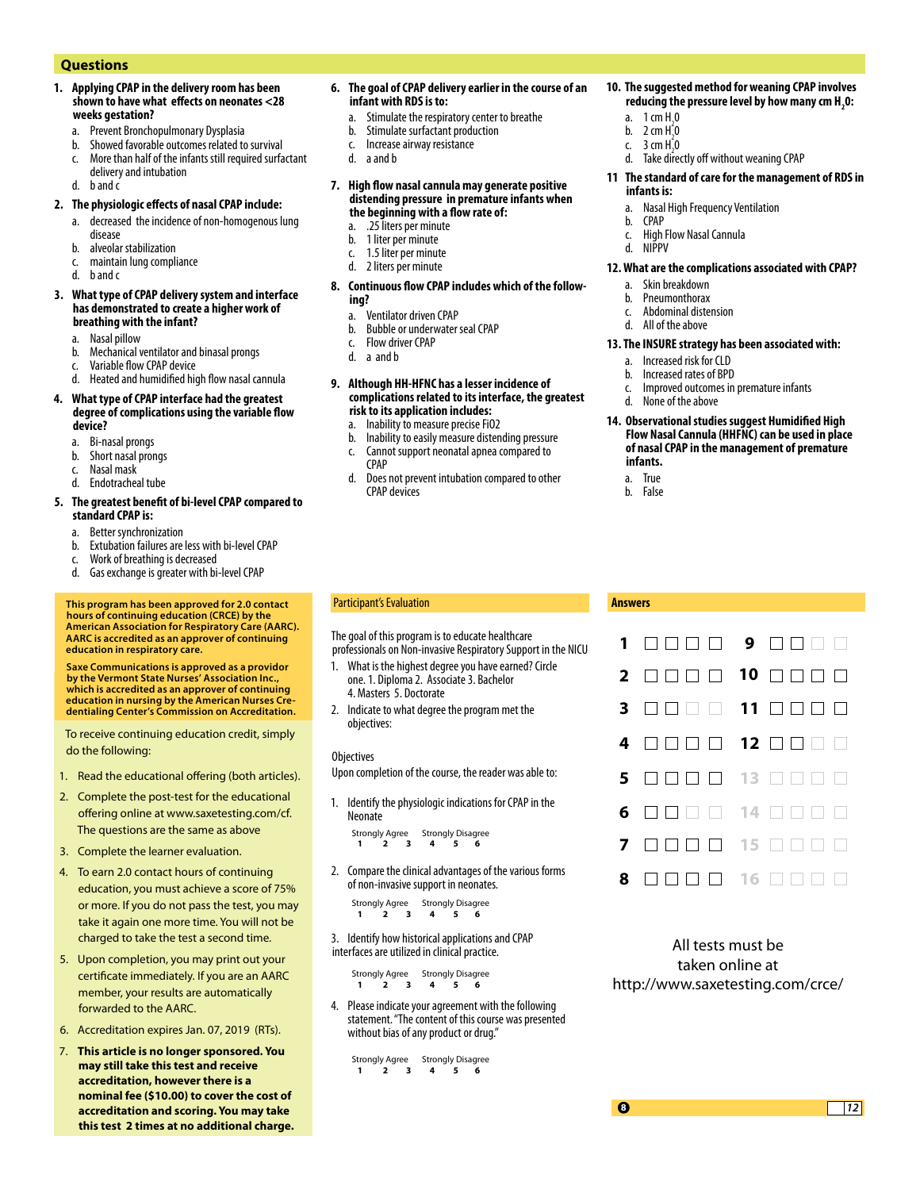## Questions

**1. Applying CPAP in the delivery room has been shown to have what effects on neonates <28 weeks gestation?**

a. Prevent Bronchopulmonary Dysplasia
b. Showed favorable outcomes related to survival
c. More than half of the infants still required surfactant delivery and intubation
d. b and c

**2. The physiologic effects of nasal CPAP include:**

a. decreased the incidence of non-homogenous lung disease
b. alveolar stabilization
c. maintain lung compliance
d. b and c

**3. What type of CPAP delivery system and interface has demonstrated to create a higher work of breathing with the infant?**

a. Nasal pillow
b. Mechanical ventilator and binasal prongs
c. Variable flow CPAP device
d. Heated and humidified high flow nasal cannula

**4. What type of CPAP interface had the greatest degree of complications using the variable flow device?**

a. Bi-nasal prongs
b. Short nasal prongs
c. Nasal mask
d. Endotracheal tube

**5. The greatest benefit of bi-level CPAP compared to standard CPAP is:**

a. Better synchronization
b. Extubation failures are less with bi-level CPAP
c. Work of breathing is decreased
d. Gas exchange is greater with bi-level CPAP

**6. The goal of CPAP delivery earlier in the course of an infant with RDS is to:**

a. Stimulate the respiratory center to breathe
b. Stimulate surfactant production
c. Increase airway resistance
d. a and b

**7. High flow nasal cannula may generate positive distending pressure in premature infants when the beginning with a flow rate of:**

a. .25 liters per minute
b. 1 liter per minute
c. 1.5 liter per minute
d. 2 liters per minute

**8. Continuous flow CPAP includes which of the following?**

a. Ventilator driven CPAP
b. Bubble or underwater seal CPAP
c. Flow driver CPAP
d. a and b

**9. Although HH-HFNC has a lesser incidence of complications related to its interface, the greatest risk to its application includes:**

a. Inability to measure precise FiO2
b. Inability to easily measure distending pressure
c. Cannot support neonatal apnea compared to CPAP
d. Does not prevent intubation compared to other CPAP devices

**10. The suggested method for weaning CPAP involves reducing the pressure level by how many cm $H_2O$:**

a. 1 cm $H_2O$
b. 2 cm $H_2O$
c. 3 cm $H_2O$
d. Take directly off without weaning CPAP

**11 The standard of care for the management of RDS in infants is:**

a. Nasal High Frequency Ventilation
b. CPAP
c. High Flow Nasal Cannula
d. NIPPV

**12. What are the complications associated with CPAP?**

a. Skin breakdown
b. Pneumonthorax
c. Abdominal distension
d. All of the above

**13. The INSURE strategy has been associated with:**

a. Increased risk for CLD
b. Increased rates of BPD
c. Improved outcomes in premature infants
d. None of the above

**14. Observational studies suggest Humidified High Flow Nasal Cannula (HHFNC) can be used in place of nasal CPAP in the management of premature infants.**

a. True
b. False

**This program has been approved for 2.0 contact hours of continuing education (CRCE) by the American Association for Respiratory Care (AARC). AARC is accredited as an approver of continuing education in respiratory care.**

**Saxe Communications is approved as a providor by the Vermont State Nurses' Association Inc., which is accredited as an approver of continuing education in nursing by the American Nurses Credentialing Center's Commission on Accreditation.**

To receive continuing education credit, simply do the following:

1. Read the educational offering (both articles).
2. Complete the post-test for the educational offering online at www.saxetesting.com/cf. The questions are the same as above
3. Complete the learner evaluation.
4. To earn 2.0 contact hours of continuing education, you must achieve a score of 75% or more. If you do not pass the test, you may take it again one more time. You will not be charged to take the test a second time.
5. Upon completion, you may print out your certificate immediately. If you are an AARC member, your results are automatically forwarded to the AARC.
6. Accreditation expires Jan. 07, 2019 (RTs).
7. **This article is no longer sponsored. You may still take this test and receive accreditation, however there is a nominal fee ($10.00) to cover the cost of accreditation and scoring. You may take this test 2 times at no additional charge.**

### Participant's Evaluation

The goal of this program is to educate healthcare professionals on Non-invasive Respiratory Support in the NICU

1. What is the highest degree you have earned? Circle one. 1. Diploma 2. Associate 3. Bachelor 4. Masters 5. Doctorate
2. Indicate to what degree the program met the objectives:

Objectives
Upon completion of the course, the reader was able to:

1. Identify the physiologic indications for CPAP in the Neonate

   Strongly Agree Strongly Disagree
   1 2 3 4 5 6

2. Compare the clinical advantages of the various forms of non-invasive support in neonates.

   Strongly Agree Strongly Disagree
   1 2 3 4 5 6

3. Identify how historical applications and CPAP interfaces are utilized in clinical practice.

   Strongly Agree Strongly Disagree
   1 2 3 4 5 6

4. Please indicate your agreement with the following statement. "The content of this course was presented without bias of any product or drug."

   Strongly Agree Strongly Disagree
   1 2 3 4 5 6

### Answers

1 ☐☐☐☐ 9 ☐☐☐☐
2 ☐☐☐☐ 10 ☐☐☐☐
3 ☐☐☐☐ 11 ☐☐☐☐
4 ☐☐☐☐ 12 ☐☐☐☐
5 ☐☐☐☐ 13 ☐☐☐☐
6 ☐☐☐☐ 14 ☐☐☐☐
7 ☐☐☐☐ 15 ☐☐☐☐
8 ☐☐☐☐ 16 ☐☐☐☐

All tests must be taken online at http://www.saxetesting.com/crce/